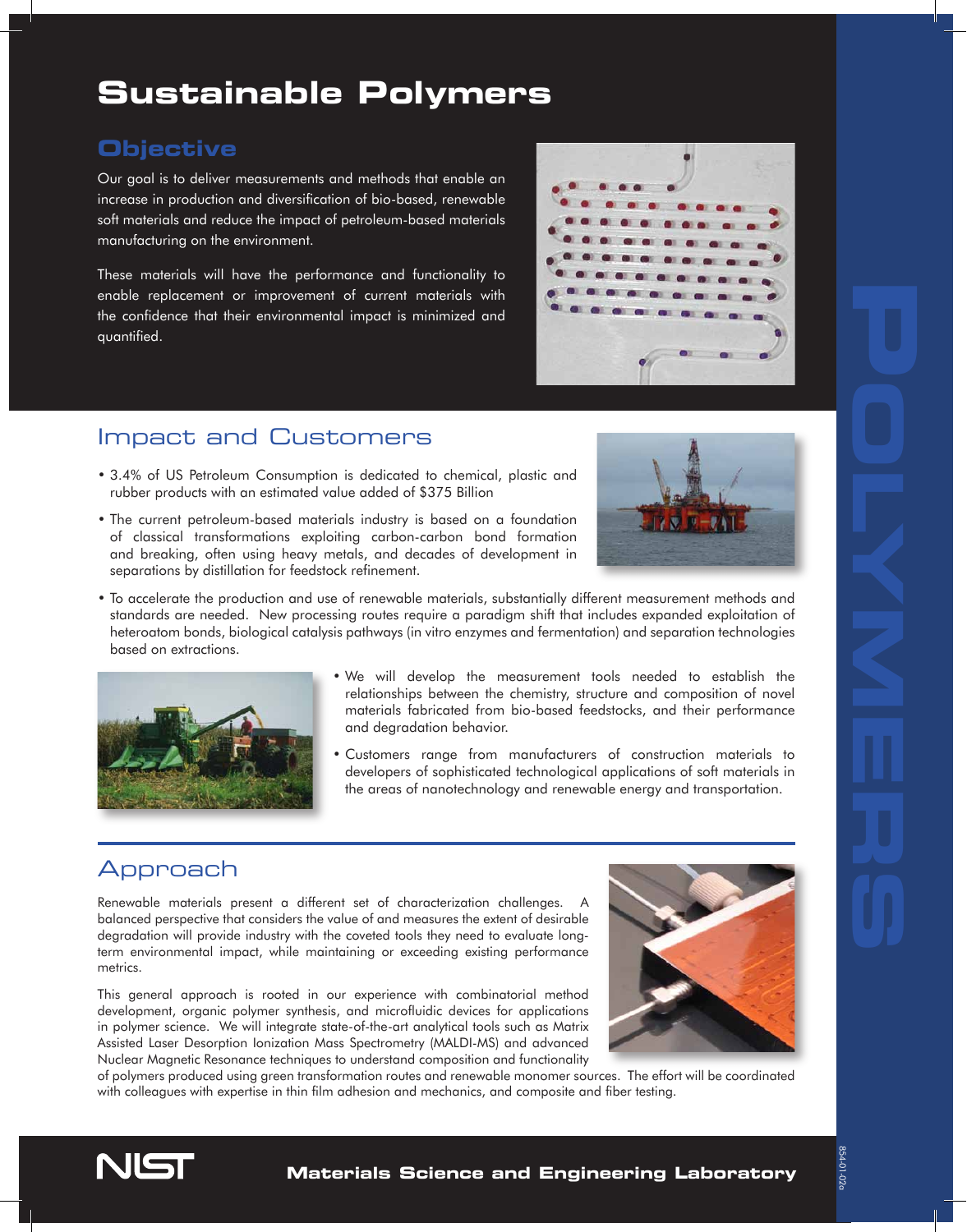# Sustainable Polymers

## Objective

Our goal is to deliver measurements and methods that enable an increase in production and diversification of bio-based, renewable soft materials and reduce the impact of petroleum-based materials manufacturing on the environment.

These materials will have the performance and functionality to enable replacement or improvement of current materials with the confidence that their environmental impact is minimized and quantified.

## Impact and Customers

- 3.4% of US Petroleum Consumption is dedicated to chemical, plastic and rubber products with an estimated value added of $375 Billion
- The current petroleum-based materials industry is based on a foundation of classical transformations exploiting carbon-carbon bond formation and breaking, often using heavy metals, and decades of development in separations by distillation for feedstock refinement.
- To accelerate the production and use of renewable materials, substantially different measurement methods and standards are needed. New processing routes require a paradigm shift that includes expanded exploitation of heteroatom bonds, biological catalysis pathways (in vitro enzymes and fermentation) and separation technologies based on extractions.
- We will develop the measurement tools needed to establish the relationships between the chemistry, structure and composition of novel materials fabricated from bio-based feedstocks, and their performance and degradation behavior.
- Customers range from manufacturers of construction materials to developers of sophisticated technological applications of soft materials in the areas of nanotechnology and renewable energy and transportation.

## Approach

Renewable materials present a different set of characterization challenges. A balanced perspective that considers the value of and measures the extent of desirable degradation will provide industry with the coveted tools they need to evaluate long-term environmental impact, while maintaining or exceeding existing performance metrics.

This general approach is rooted in our experience with combinatorial method development, organic polymer synthesis, and microfluidic devices for applications in polymer science. We will integrate state-of-the-art analytical tools such as Matrix Assisted Laser Desorption Ionization Mass Spectrometry (MALDI-MS) and advanced Nuclear Magnetic Resonance techniques to understand composition and functionality of polymers produced using green transformation routes and renewable monomer sources. The effort will be coordinated with colleagues with expertise in thin film adhesion and mechanics, and composite and fiber testing.

NIST

Materials Science and Engineering Laboratory

POLYMERS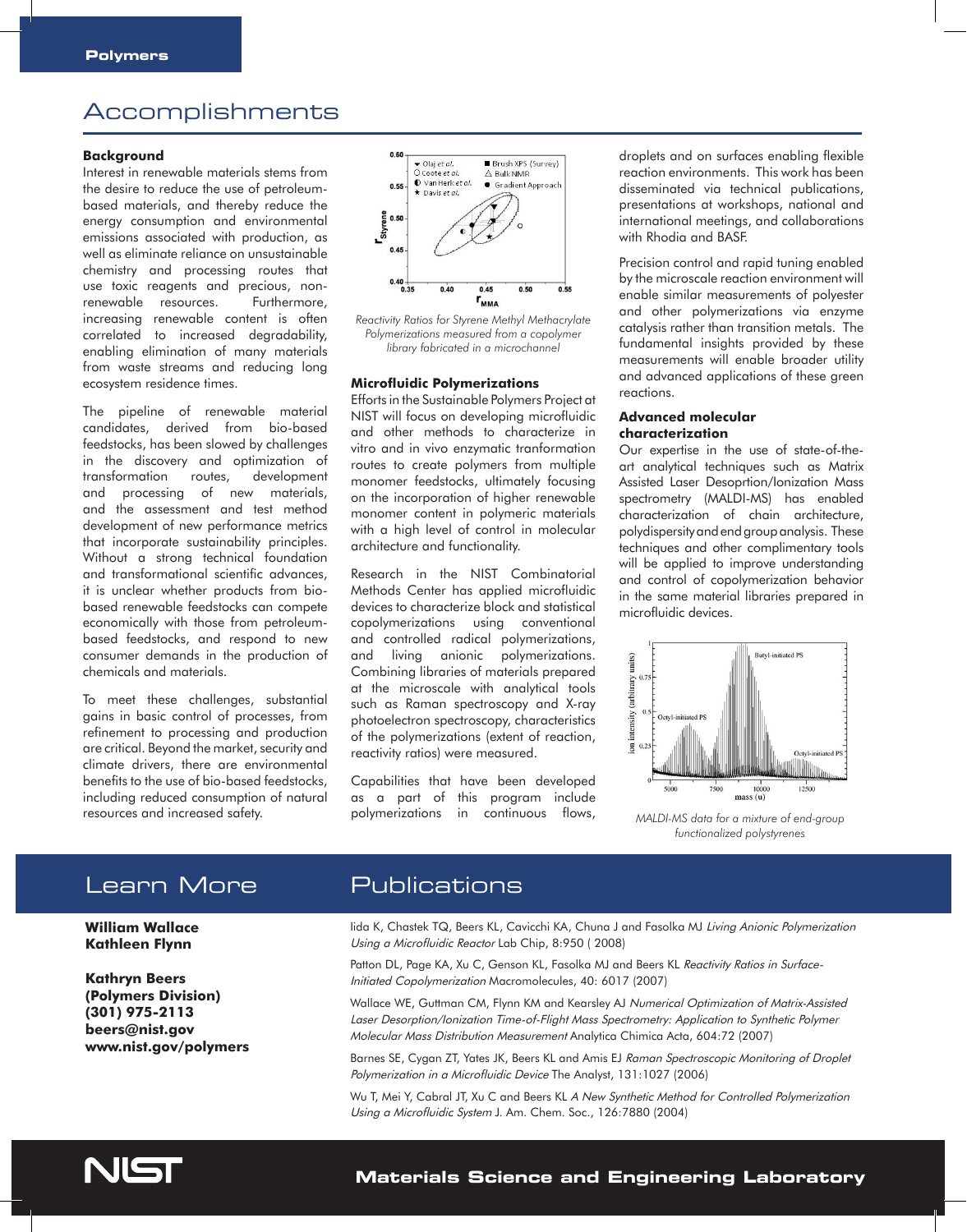# Accomplishments

### Background

Interest in renewable materials stems from the desire to reduce the use of petroleum-based materials, and thereby reduce the energy consumption and environmental emissions associated with production, as well as eliminate reliance on unsustainable chemistry and processing routes that use toxic reagents and precious, non-renewable resources. Furthermore, increasing renewable content is often correlated to increased degradability, enabling elimination of many materials from waste streams and reducing long ecosystem residence times.

The pipeline of renewable material candidates, derived from bio-based feedstocks, has been slowed by challenges in the discovery and optimization of transformation routes, development and processing of new materials, and the assessment and test method development of new performance metrics that incorporate sustainability principles. Without a strong technical foundation and transformational scientific advances, it is unclear whether products from bio-based renewable feedstocks can compete economically with those from petroleum-based feedstocks, and respond to new consumer demands in the production of chemicals and materials.

To meet these challenges, substantial gains in basic control of processes, from refinement to processing and production are critical. Beyond the market, security and climate drivers, there are environmental benefits to the use of bio-based feedstocks, including reduced consumption of natural resources and increased safety.

0.60
0.55
0.50
0.45
0.40
$r_{Styrene}$
0.35 0.40 0.45 0.50 0.55
$r_{MMA}$
Olaj et al.
Coote et al.
Van Herk et al.
Davis et al.
Brush XPS (Survey)
Bulk NMR
Gradient Approach

*Reactivity Ratios for Styrene Methyl Methacrylate Polymerizations measured from a copolymer library fabricated in a microchannel*

### Microfluidic Polymerizations

Efforts in the Sustainable Polymers Project at NIST will focus on developing microfluidic and other methods to characterize in vitro and in vivo enzymatic tranformation routes to create polymers from multiple monomer feedstocks, ultimately focusing on the incorporation of higher renewable monomer content in polymeric materials with a high level of control in molecular architecture and functionality.

Research in the NIST Combinatorial Methods Center has applied microfluidic devices to characterize block and statistical copolymerizations using conventional and controlled radical polymerizations, and living anionic polymerizations. Combining libraries of materials prepared at the microscale with analytical tools such as Raman spectroscopy and X-ray photoelectron spectroscopy, characteristics of the polymerizations (extent of reaction, reactivity ratios) were measured.

Capabilities that have been developed as a part of this program include polymerizations in continuous flows, droplets and on surfaces enabling flexible reaction environments. This work has been disseminated via technical publications, presentations at workshops, national and international meetings, and collaborations with Rhodia and BASF.

Precision control and rapid tuning enabled by the microscale reaction environment will enable similar measurements of polyester and other polymerizations via enzyme catalysis rather than transition metals. The fundamental insights provided by these measurements will enable broader utility and advanced applications of these green reactions.

### Advanced molecular characterization

Our expertise in the use of state-of-the-art analytical techniques such as Matrix Assisted Laser Desoprtion/Ionization Mass spectrometry (MALDI-MS) has enabled characterization of chain architecture, polydispersity and end group analysis. These techniques and other complimentary tools will be applied to improve understanding and control of copolymerization behavior in the same material libraries prepared in microfluidic devices.

ion intensity (arbitrary units)
1
0.75
0.5
0.25
0
5000 7500 10000 12500
mass (u)
Butyl-initiated PS
Octyl-initiated PS
Octyl-initiated PS

*MALDI-MS data for a mixture of end-group functionalized polystyrenes*

## Learn More

**William Wallace**
**Kathleen Flynn**

**Kathryn Beers**
**(Polymers Division)**
**(301) 975-2113**
**beers@nist.gov**
**www.nist.gov/polymers**

## Publications

Iida K, Chastek TQ, Beers KL, Cavicchi KA, Chuna J and Fasolka MJ *Living Anionic Polymerization Using a Microfluidic Reactor* Lab Chip, 8:950 ( 2008)

Patton DL, Page KA, Xu C, Genson KL, Fasolka MJ and Beers KL *Reactivity Ratios in Surface-Initiated Copolymerization* Macromolecules, 40: 6017 (2007)

Wallace WE, Guttman CM, Flynn KM and Kearsley AJ *Numerical Optimization of Matrix-Assisted Laser Desorption/Ionization Time-of-Flight Mass Spectrometry: Application to Synthetic Polymer Molecular Mass Distribution Measurement* Analytica Chimica Acta, 604:72 (2007)

Barnes SE, Cygan ZT, Yates JK, Beers KL and Amis EJ *Raman Spectroscopic Monitoring of Droplet Polymerization in a Microfluidic Device* The Analyst, 131:1027 (2006)

Wu T, Mei Y, Cabral JT, Xu C and Beers KL *A New Synthetic Method for Controlled Polymerization Using a Microfluidic System* J. Am. Chem. Soc., 126:7880 (2004)

NIST

**Materials Science and Engineering Laboratory**